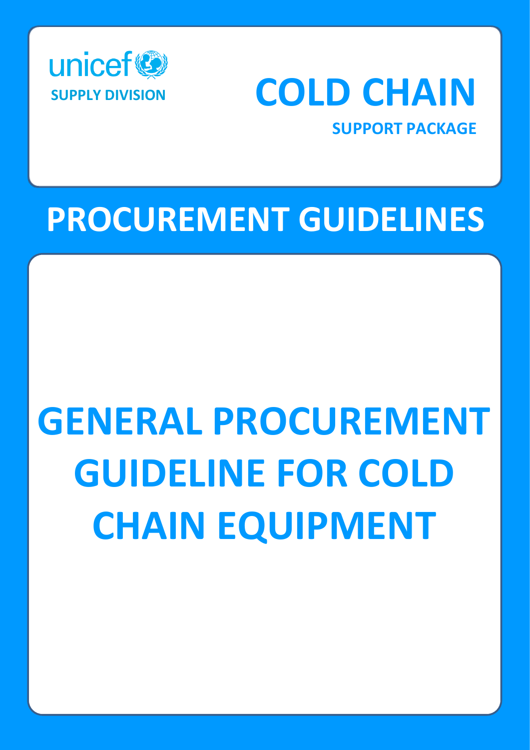unicef

SUPPLY DIVISION

# COLD CHAIN

SUPPORT PACKAGE

# PROCUREMENT GUIDELINES

# GENERAL PROCUREMENT GUIDELINE FOR COLD CHAIN EQUIPMENT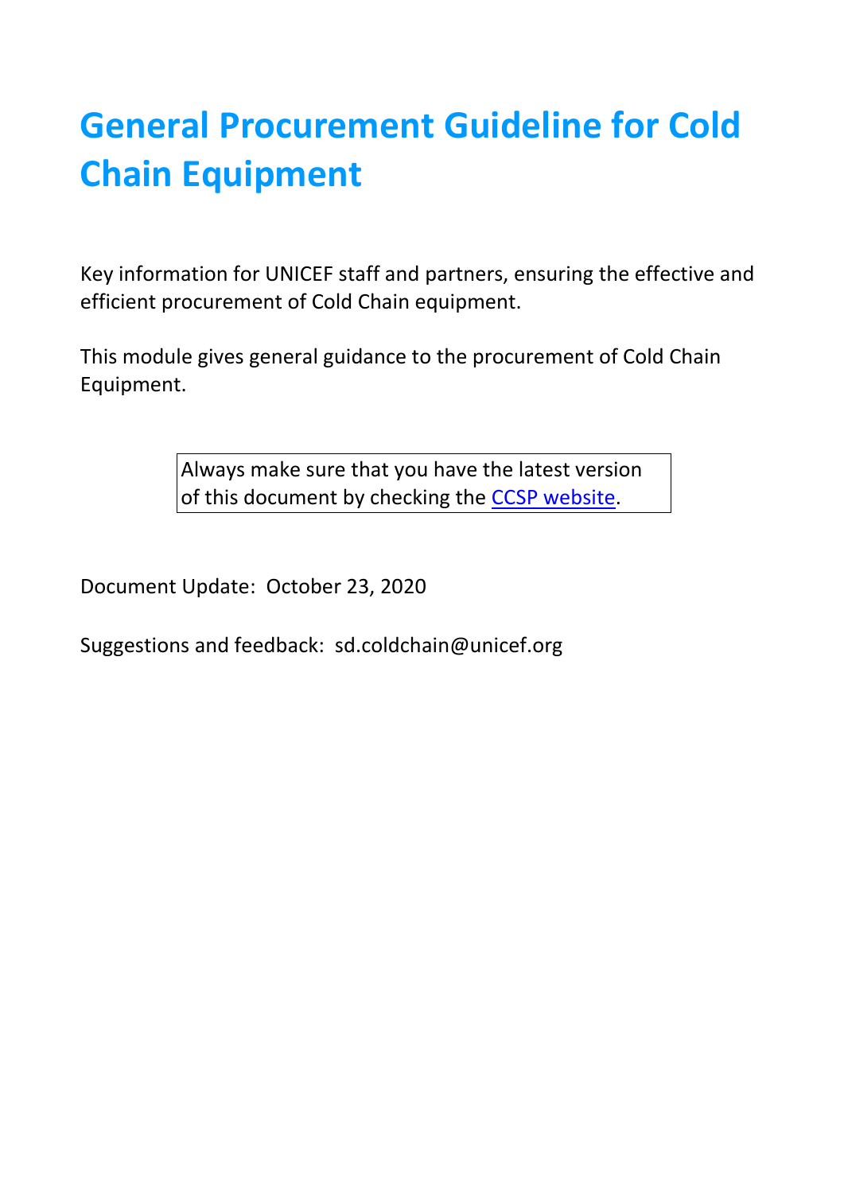# General Procurement Guideline for Cold Chain Equipment

Key information for UNICEF staff and partners, ensuring the effective and efficient procurement of Cold Chain equipment.

This module gives general guidance to the procurement of Cold Chain Equipment.

> Always make sure that you have the latest version of this document by checking the [CCSP website](CCSP website).

Document Update: October 23, 2020

Suggestions and feedback: sd.coldchain@unicef.org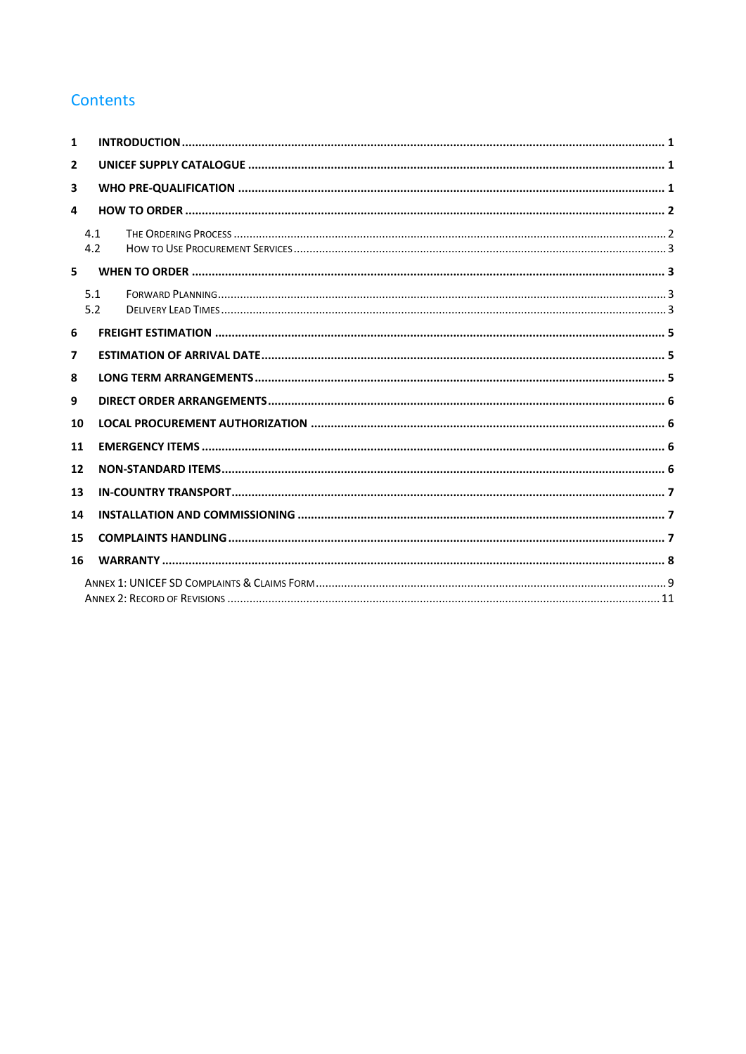## Contents

| | | |
|---|---|---|
| **1** | **INTRODUCTION** | **1** |
| **2** | **UNICEF SUPPLY CATALOGUE** | **1** |
| **3** | **WHO PRE-QUALIFICATION** | **1** |
| **4** | **HOW TO ORDER** | **2** |
| 4.1 | THE ORDERING PROCESS | 2 |
| 4.2 | HOW TO USE PROCUREMENT SERVICES | 3 |
| **5** | **WHEN TO ORDER** | **3** |
| 5.1 | FORWARD PLANNING | 3 |
| 5.2 | DELIVERY LEAD TIMES | 3 |
| **6** | **FREIGHT ESTIMATION** | **5** |
| **7** | **ESTIMATION OF ARRIVAL DATE** | **5** |
| **8** | **LONG TERM ARRANGEMENTS** | **5** |
| **9** | **DIRECT ORDER ARRANGEMENTS** | **6** |
| **10** | **LOCAL PROCUREMENT AUTHORIZATION** | **6** |
| **11** | **EMERGENCY ITEMS** | **6** |
| **12** | **NON-STANDARD ITEMS** | **6** |
| **13** | **IN-COUNTRY TRANSPORT** | **7** |
| **14** | **INSTALLATION AND COMMISSIONING** | **7** |
| **15** | **COMPLAINTS HANDLING** | **7** |
| **16** | **WARRANTY** | **8** |
| | ANNEX 1: UNICEF SD COMPLAINTS & CLAIMS FORM | 9 |
| | ANNEX 2: RECORD OF REVISIONS | 11 |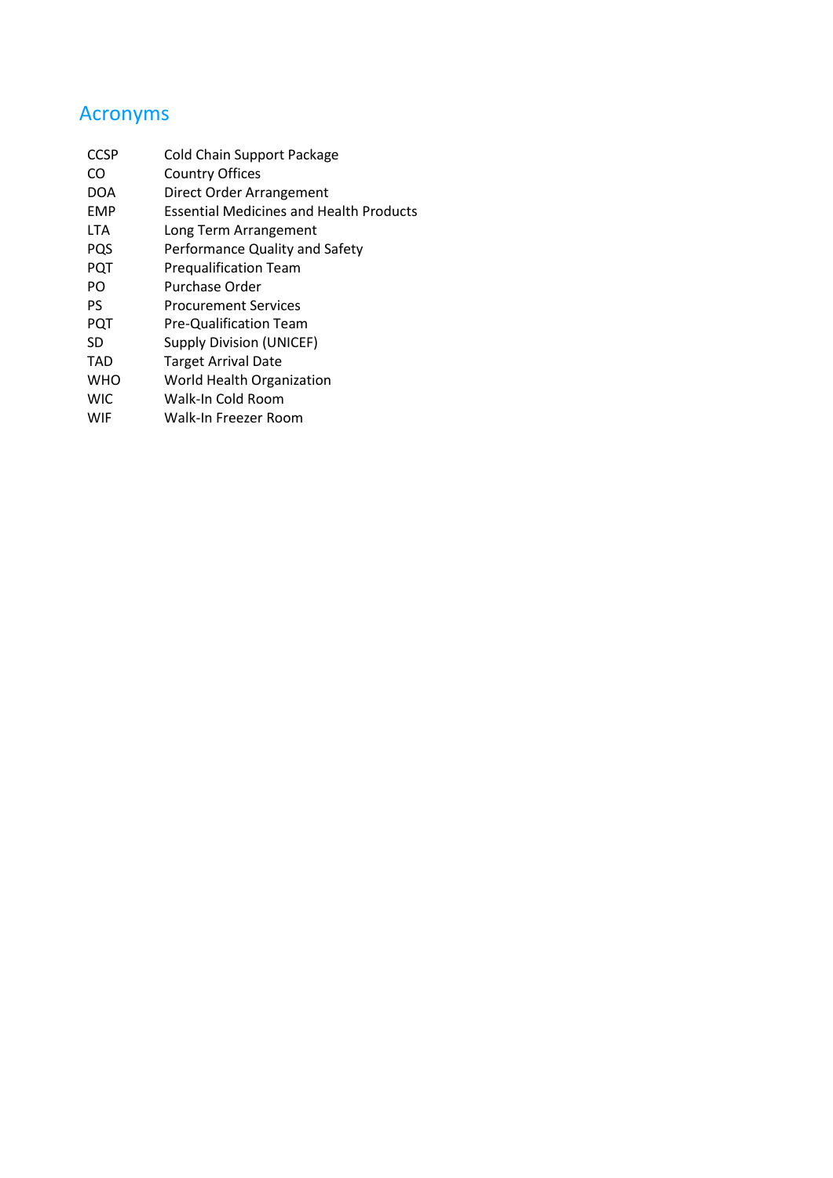## Acronyms

| | |
|---|---|
| CCSP | Cold Chain Support Package |
| CO | Country Offices |
| DOA | Direct Order Arrangement |
| EMP | Essential Medicines and Health Products |
| LTA | Long Term Arrangement |
| PQS | Performance Quality and Safety |
| PQT | Prequalification Team |
| PO | Purchase Order |
| PS | Procurement Services |
| PQT | Pre-Qualification Team |
| SD | Supply Division (UNICEF) |
| TAD | Target Arrival Date |
| WHO | World Health Organization |
| WIC | Walk-In Cold Room |
| WIF | Walk-In Freezer Room |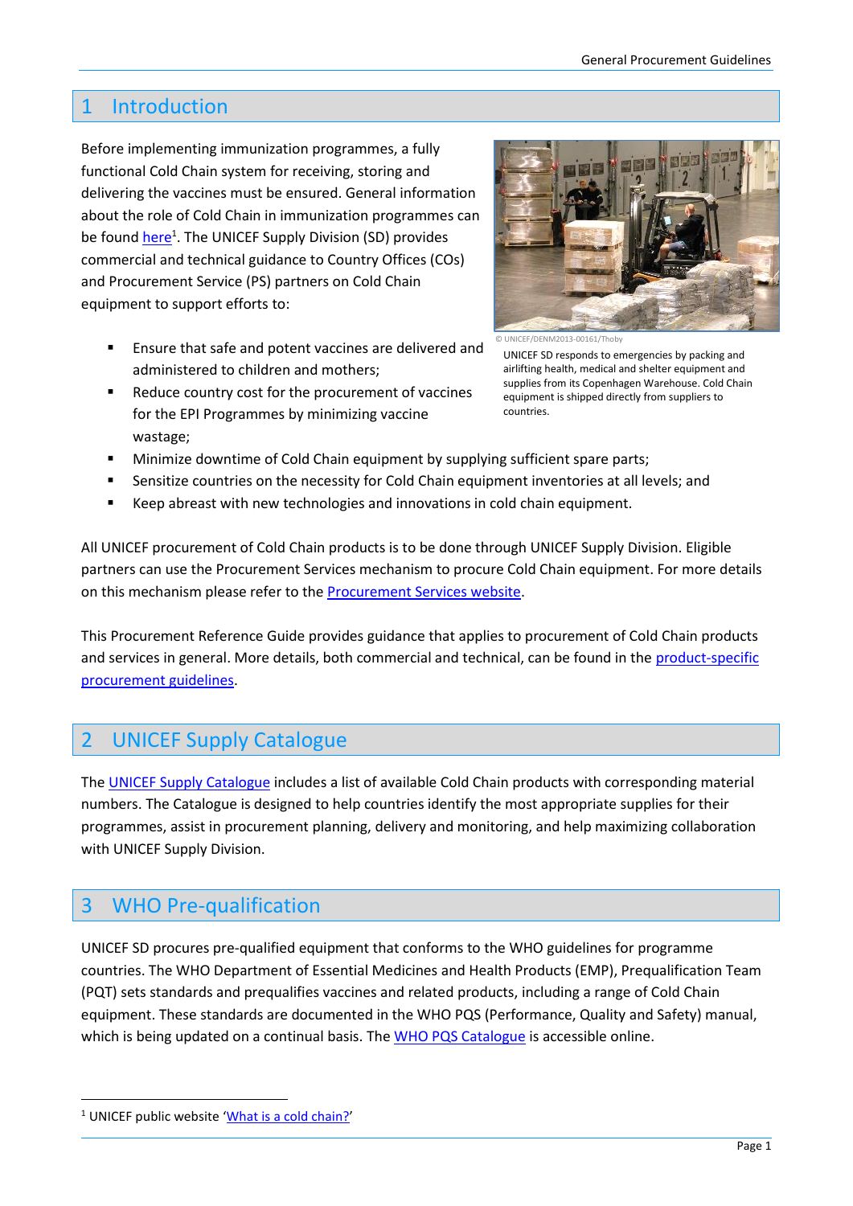# 1 Introduction

Before implementing immunization programmes, a fully functional Cold Chain system for receiving, storing and delivering the vaccines must be ensured. General information about the role of Cold Chain in immunization programmes can be found here[1]. The UNICEF Supply Division (SD) provides commercial and technical guidance to Country Offices (COs) and Procurement Service (PS) partners on Cold Chain equipment to support efforts to:

© UNICEF/DENM2013-00161/Thoby

UNICEF SD responds to emergencies by packing and airlifting health, medical and shelter equipment and supplies from its Copenhagen Warehouse. Cold Chain equipment is shipped directly from suppliers to countries.

- Ensure that safe and potent vaccines are delivered and administered to children and mothers;
- Reduce country cost for the procurement of vaccines for the EPI Programmes by minimizing vaccine wastage;
- Minimize downtime of Cold Chain equipment by supplying sufficient spare parts;
- Sensitize countries on the necessity for Cold Chain equipment inventories at all levels; and
- Keep abreast with new technologies and innovations in cold chain equipment.

All UNICEF procurement of Cold Chain products is to be done through UNICEF Supply Division. Eligible partners can use the Procurement Services mechanism to procure Cold Chain equipment. For more details on this mechanism please refer to the Procurement Services website.

This Procurement Reference Guide provides guidance that applies to procurement of Cold Chain products and services in general. More details, both commercial and technical, can be found in the product-specific procurement guidelines.

# 2 UNICEF Supply Catalogue

The UNICEF Supply Catalogue includes a list of available Cold Chain products with corresponding material numbers. The Catalogue is designed to help countries identify the most appropriate supplies for their programmes, assist in procurement planning, delivery and monitoring, and help maximizing collaboration with UNICEF Supply Division.

# 3 WHO Pre-qualification

UNICEF SD procures pre-qualified equipment that conforms to the WHO guidelines for programme countries. The WHO Department of Essential Medicines and Health Products (EMP), Prequalification Team (PQT) sets standards and prequalifies vaccines and related products, including a range of Cold Chain equipment. These standards are documented in the WHO PQS (Performance, Quality and Safety) manual, which is being updated on a continual basis. The WHO PQS Catalogue is accessible online.

[1] UNICEF public website 'What is a cold chain?'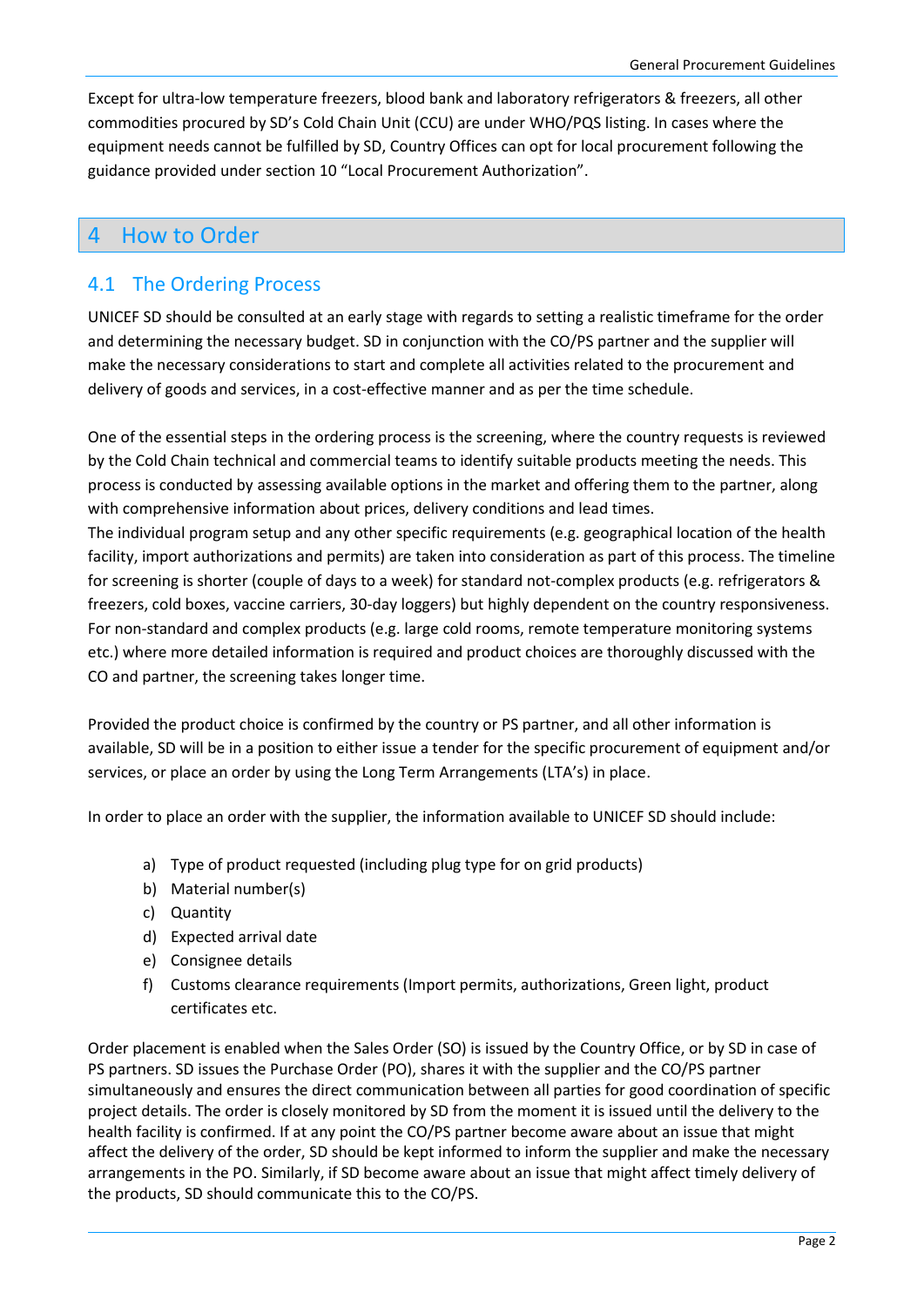Except for ultra-low temperature freezers, blood bank and laboratory refrigerators & freezers, all other commodities procured by SD's Cold Chain Unit (CCU) are under WHO/PQS listing. In cases where the equipment needs cannot be fulfilled by SD, Country Offices can opt for local procurement following the guidance provided under section 10 "Local Procurement Authorization".

# 4 How to Order

## 4.1 The Ordering Process

UNICEF SD should be consulted at an early stage with regards to setting a realistic timeframe for the order and determining the necessary budget. SD in conjunction with the CO/PS partner and the supplier will make the necessary considerations to start and complete all activities related to the procurement and delivery of goods and services, in a cost-effective manner and as per the time schedule.

One of the essential steps in the ordering process is the screening, where the country requests is reviewed by the Cold Chain technical and commercial teams to identify suitable products meeting the needs. This process is conducted by assessing available options in the market and offering them to the partner, along with comprehensive information about prices, delivery conditions and lead times.
The individual program setup and any other specific requirements (e.g. geographical location of the health facility, import authorizations and permits) are taken into consideration as part of this process. The timeline for screening is shorter (couple of days to a week) for standard not-complex products (e.g. refrigerators & freezers, cold boxes, vaccine carriers, 30-day loggers) but highly dependent on the country responsiveness. For non-standard and complex products (e.g. large cold rooms, remote temperature monitoring systems etc.) where more detailed information is required and product choices are thoroughly discussed with the CO and partner, the screening takes longer time.

Provided the product choice is confirmed by the country or PS partner, and all other information is available, SD will be in a position to either issue a tender for the specific procurement of equipment and/or services, or place an order by using the Long Term Arrangements (LTA's) in place.

In order to place an order with the supplier, the information available to UNICEF SD should include:

a) Type of product requested (including plug type for on grid products)
b) Material number(s)
c) Quantity
d) Expected arrival date
e) Consignee details
f) Customs clearance requirements (Import permits, authorizations, Green light, product certificates etc.

Order placement is enabled when the Sales Order (SO) is issued by the Country Office, or by SD in case of PS partners. SD issues the Purchase Order (PO), shares it with the supplier and the CO/PS partner simultaneously and ensures the direct communication between all parties for good coordination of specific project details. The order is closely monitored by SD from the moment it is issued until the delivery to the health facility is confirmed. If at any point the CO/PS partner become aware about an issue that might affect the delivery of the order, SD should be kept informed to inform the supplier and make the necessary arrangements in the PO. Similarly, if SD become aware about an issue that might affect timely delivery of the products, SD should communicate this to the CO/PS.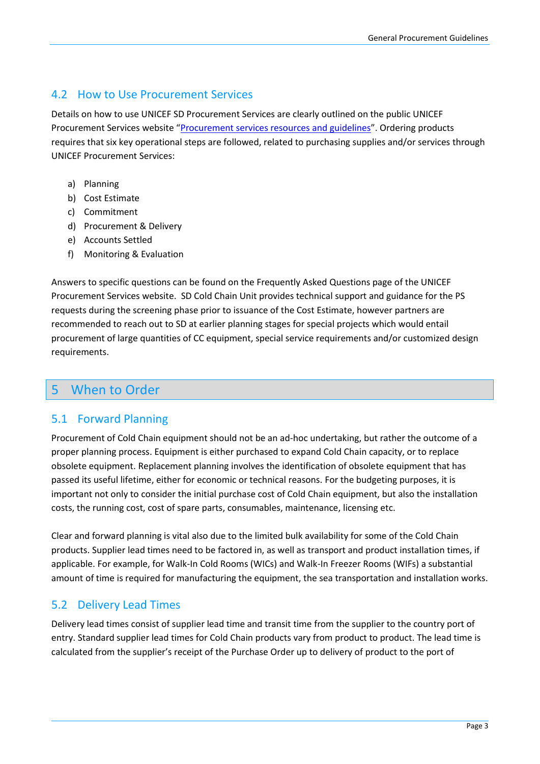## 4.2 How to Use Procurement Services

Details on how to use UNICEF SD Procurement Services are clearly outlined on the public UNICEF Procurement Services website "Procurement services resources and guidelines". Ordering products requires that six key operational steps are followed, related to purchasing supplies and/or services through UNICEF Procurement Services:

a) Planning
b) Cost Estimate
c) Commitment
d) Procurement & Delivery
e) Accounts Settled
f) Monitoring & Evaluation

Answers to specific questions can be found on the Frequently Asked Questions page of the UNICEF Procurement Services website. SD Cold Chain Unit provides technical support and guidance for the PS requests during the screening phase prior to issuance of the Cost Estimate, however partners are recommended to reach out to SD at earlier planning stages for special projects which would entail procurement of large quantities of CC equipment, special service requirements and/or customized design requirements.

# 5 When to Order

## 5.1 Forward Planning

Procurement of Cold Chain equipment should not be an ad-hoc undertaking, but rather the outcome of a proper planning process. Equipment is either purchased to expand Cold Chain capacity, or to replace obsolete equipment. Replacement planning involves the identification of obsolete equipment that has passed its useful lifetime, either for economic or technical reasons. For the budgeting purposes, it is important not only to consider the initial purchase cost of Cold Chain equipment, but also the installation costs, the running cost, cost of spare parts, consumables, maintenance, licensing etc.

Clear and forward planning is vital also due to the limited bulk availability for some of the Cold Chain products. Supplier lead times need to be factored in, as well as transport and product installation times, if applicable. For example, for Walk-In Cold Rooms (WICs) and Walk-In Freezer Rooms (WIFs) a substantial amount of time is required for manufacturing the equipment, the sea transportation and installation works.

## 5.2 Delivery Lead Times

Delivery lead times consist of supplier lead time and transit time from the supplier to the country port of entry. Standard supplier lead times for Cold Chain products vary from product to product. The lead time is calculated from the supplier's receipt of the Purchase Order up to delivery of product to the port of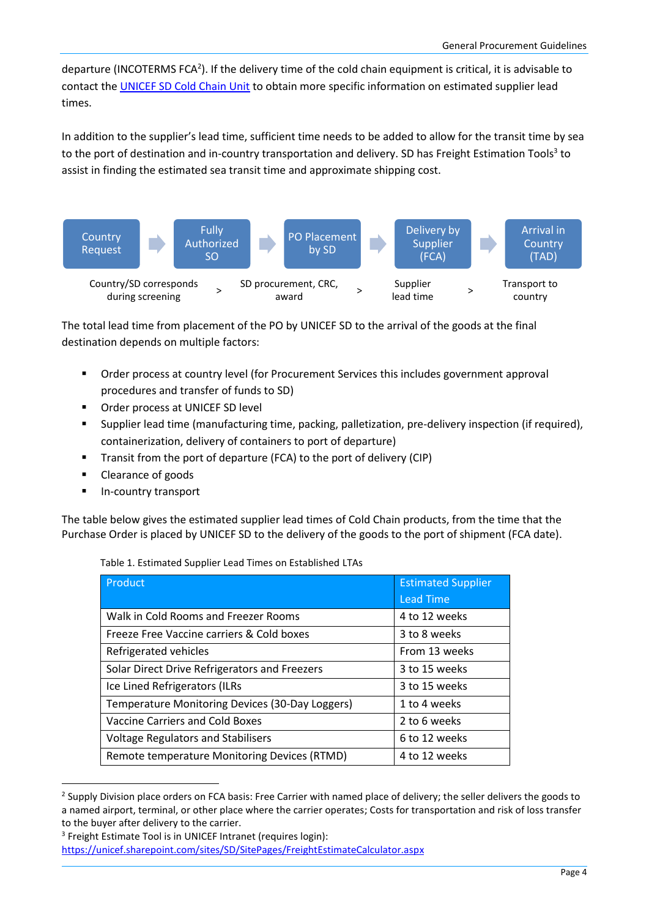departure (INCOTERMS FCA[2]). If the delivery time of the cold chain equipment is critical, it is advisable to contact the UNICEF SD Cold Chain Unit to obtain more specific information on estimated supplier lead times.

In addition to the supplier's lead time, sufficient time needs to be added to allow for the transit time by sea to the port of destination and in-country transportation and delivery. SD has Freight Estimation Tools[3] to assist in finding the estimated sea transit time and approximate shipping cost.

Country Request → Fully Authorized SO → PO Placement by SD → Delivery by Supplier (FCA) → Arrival in Country (TAD)

Country/SD corresponds during screening > SD procurement, CRC, award > Supplier lead time > Transport to country

The total lead time from placement of the PO by UNICEF SD to the arrival of the goods at the final destination depends on multiple factors:

- Order process at country level (for Procurement Services this includes government approval procedures and transfer of funds to SD)
- Order process at UNICEF SD level
- Supplier lead time (manufacturing time, packing, palletization, pre-delivery inspection (if required), containerization, delivery of containers to port of departure)
- Transit from the port of departure (FCA) to the port of delivery (CIP)
- Clearance of goods
- In-country transport

The table below gives the estimated supplier lead times of Cold Chain products, from the time that the Purchase Order is placed by UNICEF SD to the delivery of the goods to the port of shipment (FCA date).

Table 1. Estimated Supplier Lead Times on Established LTAs

| Product | Estimated Supplier Lead Time |
|---|---|
| Walk in Cold Rooms and Freezer Rooms | 4 to 12 weeks |
| Freeze Free Vaccine carriers & Cold boxes | 3 to 8 weeks |
| Refrigerated vehicles | From 13 weeks |
| Solar Direct Drive Refrigerators and Freezers | 3 to 15 weeks |
| Ice Lined Refrigerators (ILRs | 3 to 15 weeks |
| Temperature Monitoring Devices (30-Day Loggers) | 1 to 4 weeks |
| Vaccine Carriers and Cold Boxes | 2 to 6 weeks |
| Voltage Regulators and Stabilisers | 6 to 12 weeks |
| Remote temperature Monitoring Devices (RTMD) | 4 to 12 weeks |

[2] Supply Division place orders on FCA basis: Free Carrier with named place of delivery; the seller delivers the goods to a named airport, terminal, or other place where the carrier operates; Costs for transportation and risk of loss transfer to the buyer after delivery to the carrier.

[3] Freight Estimate Tool is in UNICEF Intranet (requires login): https://unicef.sharepoint.com/sites/SD/SitePages/FreightEstimateCalculator.aspx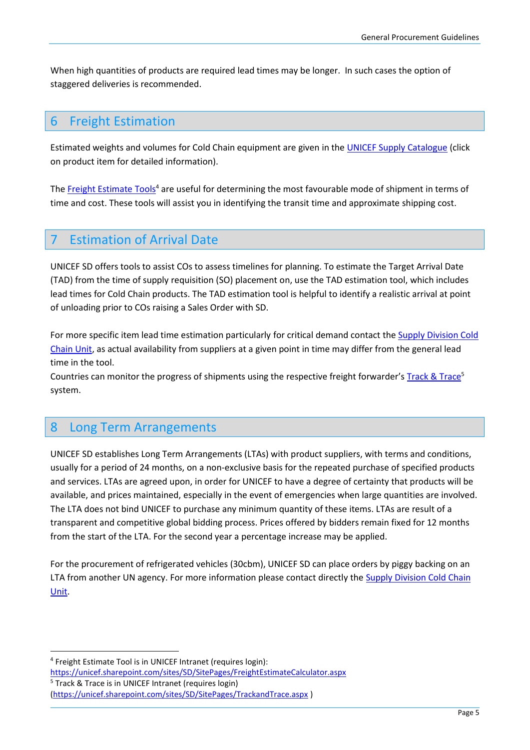When high quantities of products are required lead times may be longer. In such cases the option of staggered deliveries is recommended.

# 6 Freight Estimation

Estimated weights and volumes for Cold Chain equipment are given in the UNICEF Supply Catalogue (click on product item for detailed information).

The Freight Estimate Tools[4] are useful for determining the most favourable mode of shipment in terms of time and cost. These tools will assist you in identifying the transit time and approximate shipping cost.

# 7 Estimation of Arrival Date

UNICEF SD offers tools to assist COs to assess timelines for planning. To estimate the Target Arrival Date (TAD) from the time of supply requisition (SO) placement on, use the TAD estimation tool, which includes lead times for Cold Chain products. The TAD estimation tool is helpful to identify a realistic arrival at point of unloading prior to COs raising a Sales Order with SD.

For more specific item lead time estimation particularly for critical demand contact the Supply Division Cold Chain Unit, as actual availability from suppliers at a given point in time may differ from the general lead time in the tool.

Countries can monitor the progress of shipments using the respective freight forwarder's Track & Trace[5] system.

# 8 Long Term Arrangements

UNICEF SD establishes Long Term Arrangements (LTAs) with product suppliers, with terms and conditions, usually for a period of 24 months, on a non-exclusive basis for the repeated purchase of specified products and services. LTAs are agreed upon, in order for UNICEF to have a degree of certainty that products will be available, and prices maintained, especially in the event of emergencies when large quantities are involved. The LTA does not bind UNICEF to purchase any minimum quantity of these items. LTAs are result of a transparent and competitive global bidding process. Prices offered by bidders remain fixed for 12 months from the start of the LTA. For the second year a percentage increase may be applied.

For the procurement of refrigerated vehicles (30cbm), UNICEF SD can place orders by piggy backing on an LTA from another UN agency. For more information please contact directly the Supply Division Cold Chain Unit.

---

[4] Freight Estimate Tool is in UNICEF Intranet (requires login): https://unicef.sharepoint.com/sites/SD/SitePages/FreightEstimateCalculator.aspx

[5] Track & Trace is in UNICEF Intranet (requires login) (https://unicef.sharepoint.com/sites/SD/SitePages/TrackandTrace.aspx )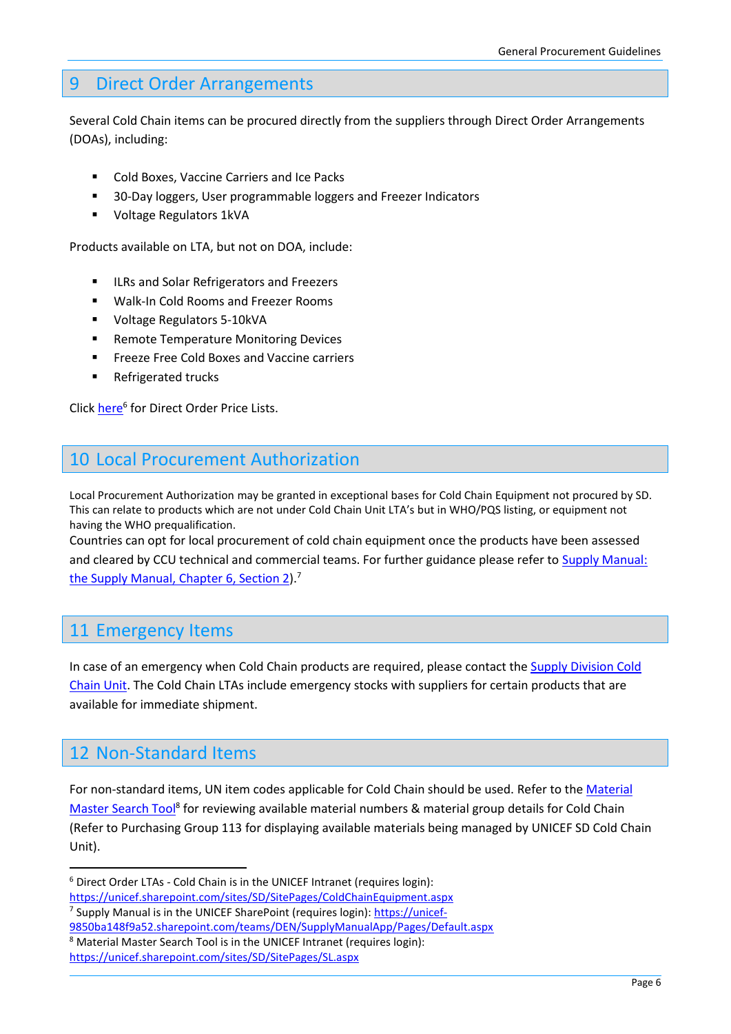# 9 Direct Order Arrangements

Several Cold Chain items can be procured directly from the suppliers through Direct Order Arrangements (DOAs), including:

- Cold Boxes, Vaccine Carriers and Ice Packs
- 30-Day loggers, User programmable loggers and Freezer Indicators
- Voltage Regulators 1kVA

Products available on LTA, but not on DOA, include:

- ILRs and Solar Refrigerators and Freezers
- Walk-In Cold Rooms and Freezer Rooms
- Voltage Regulators 5-10kVA
- Remote Temperature Monitoring Devices
- Freeze Free Cold Boxes and Vaccine carriers
- Refrigerated trucks

Click here[6] for Direct Order Price Lists.

# 10 Local Procurement Authorization

Local Procurement Authorization may be granted in exceptional bases for Cold Chain Equipment not procured by SD. This can relate to products which are not under Cold Chain Unit LTA's but in WHO/PQS listing, or equipment not having the WHO prequalification.

Countries can opt for local procurement of cold chain equipment once the products have been assessed and cleared by CCU technical and commercial teams. For further guidance please refer to Supply Manual: the Supply Manual, Chapter 6, Section 2).[7]

# 11 Emergency Items

In case of an emergency when Cold Chain products are required, please contact the Supply Division Cold Chain Unit. The Cold Chain LTAs include emergency stocks with suppliers for certain products that are available for immediate shipment.

# 12 Non-Standard Items

For non-standard items, UN item codes applicable for Cold Chain should be used. Refer to the Material Master Search Tool[8] for reviewing available material numbers & material group details for Cold Chain (Refer to Purchasing Group 113 for displaying available materials being managed by UNICEF SD Cold Chain Unit).

---

[6] Direct Order LTAs - Cold Chain is in the UNICEF Intranet (requires login): https://unicef.sharepoint.com/sites/SD/SitePages/ColdChainEquipment.aspx

[7] Supply Manual is in the UNICEF SharePoint (requires login): https://unicef-9850ba148f9a52.sharepoint.com/teams/DEN/SupplyManualApp/Pages/Default.aspx

[8] Material Master Search Tool is in the UNICEF Intranet (requires login): https://unicef.sharepoint.com/sites/SD/SitePages/SL.aspx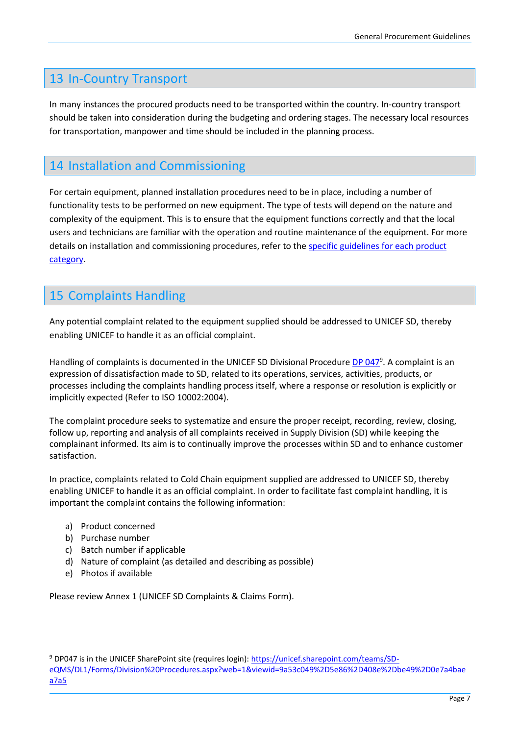# 13 In-Country Transport

In many instances the procured products need to be transported within the country. In-country transport should be taken into consideration during the budgeting and ordering stages. The necessary local resources for transportation, manpower and time should be included in the planning process.

# 14 Installation and Commissioning

For certain equipment, planned installation procedures need to be in place, including a number of functionality tests to be performed on new equipment. The type of tests will depend on the nature and complexity of the equipment. This is to ensure that the equipment functions correctly and that the local users and technicians are familiar with the operation and routine maintenance of the equipment. For more details on installation and commissioning procedures, refer to the specific guidelines for each product category.

# 15 Complaints Handling

Any potential complaint related to the equipment supplied should be addressed to UNICEF SD, thereby enabling UNICEF to handle it as an official complaint.

Handling of complaints is documented in the UNICEF SD Divisional Procedure DP 047[9]. A complaint is an expression of dissatisfaction made to SD, related to its operations, services, activities, products, or processes including the complaints handling process itself, where a response or resolution is explicitly or implicitly expected (Refer to ISO 10002:2004).

The complaint procedure seeks to systematize and ensure the proper receipt, recording, review, closing, follow up, reporting and analysis of all complaints received in Supply Division (SD) while keeping the complainant informed. Its aim is to continually improve the processes within SD and to enhance customer satisfaction.

In practice, complaints related to Cold Chain equipment supplied are addressed to UNICEF SD, thereby enabling UNICEF to handle it as an official complaint. In order to facilitate fast complaint handling, it is important the complaint contains the following information:

a) Product concerned
b) Purchase number
c) Batch number if applicable
d) Nature of complaint (as detailed and describing as possible)
e) Photos if available

Please review Annex 1 (UNICEF SD Complaints & Claims Form).

[9] DP047 is in the UNICEF SharePoint site (requires login): https://unicef.sharepoint.com/teams/SD-eQMS/DL1/Forms/Division%20Procedures.aspx?web=1&viewid=9a53c049%2D5e86%2D408e%2Dbe49%2D0e7a4baea7a5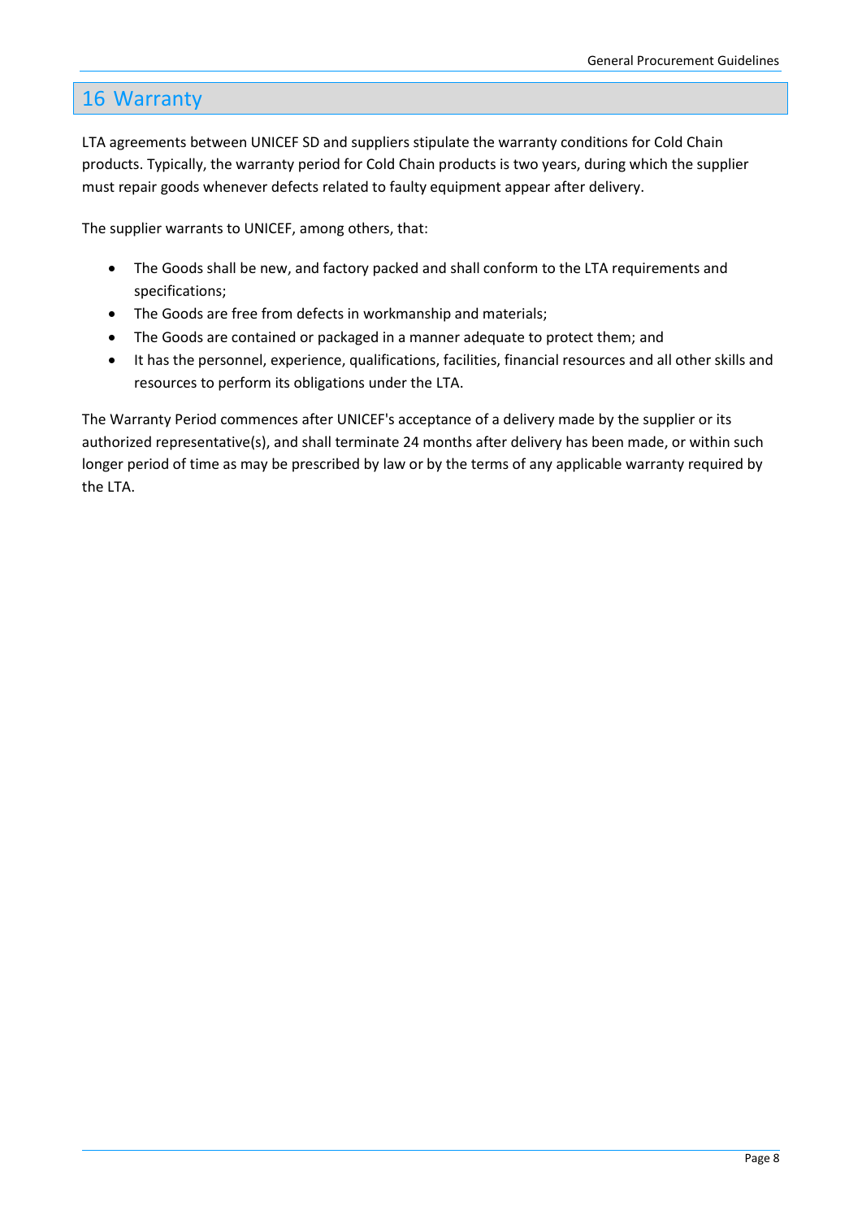# 16 Warranty

LTA agreements between UNICEF SD and suppliers stipulate the warranty conditions for Cold Chain products. Typically, the warranty period for Cold Chain products is two years, during which the supplier must repair goods whenever defects related to faulty equipment appear after delivery.

The supplier warrants to UNICEF, among others, that:

- The Goods shall be new, and factory packed and shall conform to the LTA requirements and specifications;
- The Goods are free from defects in workmanship and materials;
- The Goods are contained or packaged in a manner adequate to protect them; and
- It has the personnel, experience, qualifications, facilities, financial resources and all other skills and resources to perform its obligations under the LTA.

The Warranty Period commences after UNICEF's acceptance of a delivery made by the supplier or its authorized representative(s), and shall terminate 24 months after delivery has been made, or within such longer period of time as may be prescribed by law or by the terms of any applicable warranty required by the LTA.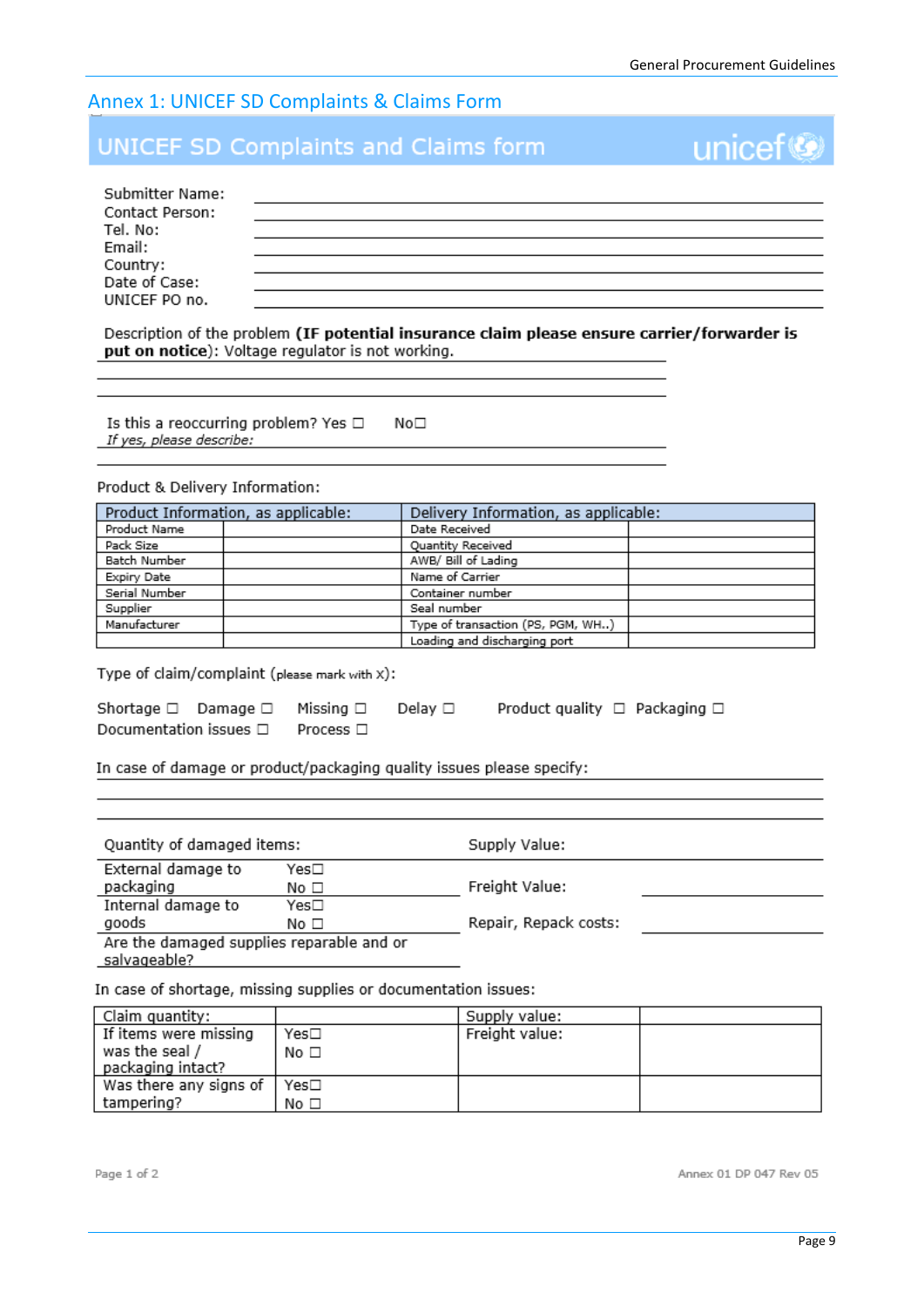## Annex 1: UNICEF SD Complaints & Claims Form

# UNICEF SD Complaints and Claims form

unicef

Submitter Name: ______________________

Contact Person: ______________________

Tel. No: ______________________

Email: ______________________

Country: ______________________

Date of Case: ______________________

UNICEF PO no. ______________________

Description of the problem **(IF potential insurance claim please ensure carrier/forwarder is put on notice**): Voltage regulator is not working.

______________________

______________________

Is this a reoccurring problem? Yes ☐ No☐

*If yes, please describe:*

______________________

Product & Delivery Information:

| Product Information, as applicable: | | Delivery Information, as applicable: | |
|---|---|---|---|
| Product Name | | Date Received | |
| Pack Size | | Quantity Received | |
| Batch Number | | AWB/ Bill of Lading | |
| Expiry Date | | Name of Carrier | |
| Serial Number | | Container number | |
| Supplier | | Seal number | |
| Manufacturer | | Type of transaction (PS, PGM, WH..) | |
| | | Loading and discharging port | |

Type of claim/complaint (please mark with X):

Shortage ☐ Damage ☐ Missing ☐ Delay ☐ Product quality ☐ Packaging ☐
Documentation issues ☐ Process ☐

In case of damage or product/packaging quality issues please specify:

______________________

______________________

| Quantity of damaged items: | | Supply Value: | |
|---|---|---|---|
| External damage to packaging | Yes☐ No ☐ | Freight Value: | |
| Internal damage to goods | Yes☐ No ☐ | Repair, Repack costs: | |
| Are the damaged supplies reparable and or salvageable? | | | |

In case of shortage, missing supplies or documentation issues:

| Claim quantity: | | Supply value: | |
|---|---|---|---|
| If items were missing was the seal / packaging intact? | Yes☐ No ☐ | Freight value: | |
| Was there any signs of tampering? | Yes☐ No ☐ | | |

Annex 01 DP 047 Rev 05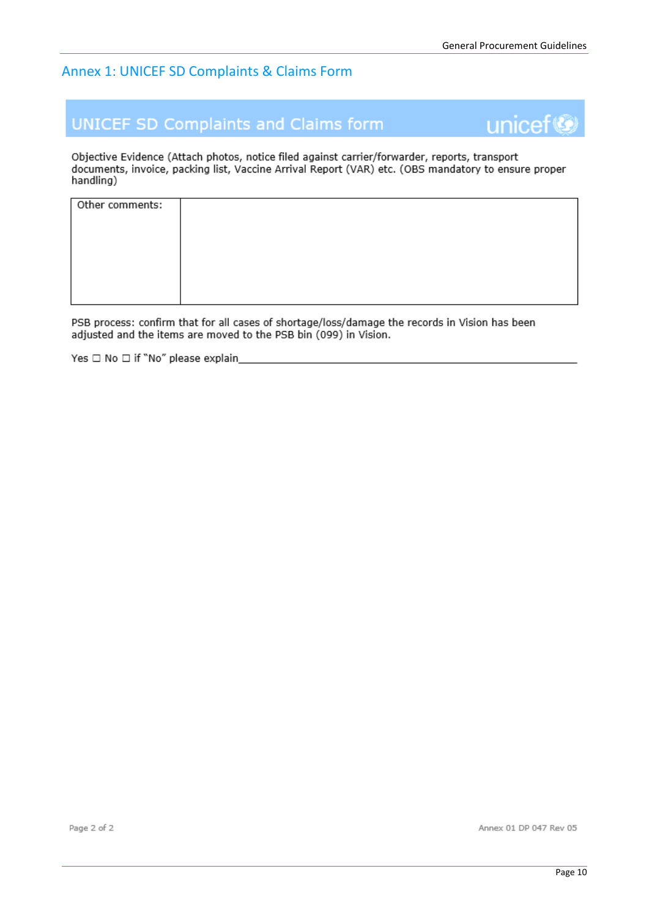## Annex 1: UNICEF SD Complaints & Claims Form

**UNICEF SD Complaints and Claims form** unicef

Objective Evidence (Attach photos, notice filed against carrier/forwarder, reports, transport documents, invoice, packing list, Vaccine Arrival Report (VAR) etc. (OBS mandatory to ensure proper handling)

| Other comments: | |
|---|---|

PSB process: confirm that for all cases of shortage/loss/damage the records in Vision has been adjusted and the items are moved to the PSB bin (099) in Vision.

Yes ☐ No ☐ if "No" please explain______________________________________________

Annex 01 DP 047 Rev 05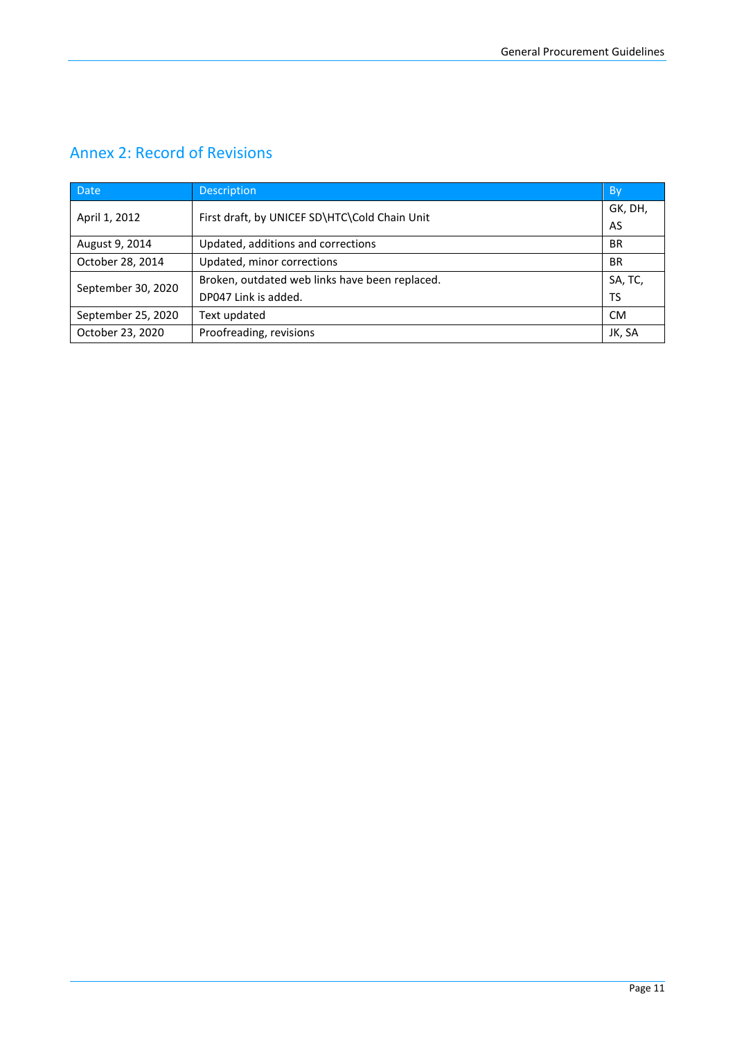## Annex 2: Record of Revisions

| Date | Description | By |
|---|---|---|
| April 1, 2012 | First draft, by UNICEF SD\HTC\Cold Chain Unit | GK, DH, AS |
| August 9, 2014 | Updated, additions and corrections | BR |
| October 28, 2014 | Updated, minor corrections | BR |
| September 30, 2020 | Broken, outdated web links have been replaced. DP047 Link is added. | SA, TC, TS |
| September 25, 2020 | Text updated | CM |
| October 23, 2020 | Proofreading, revisions | JK, SA |